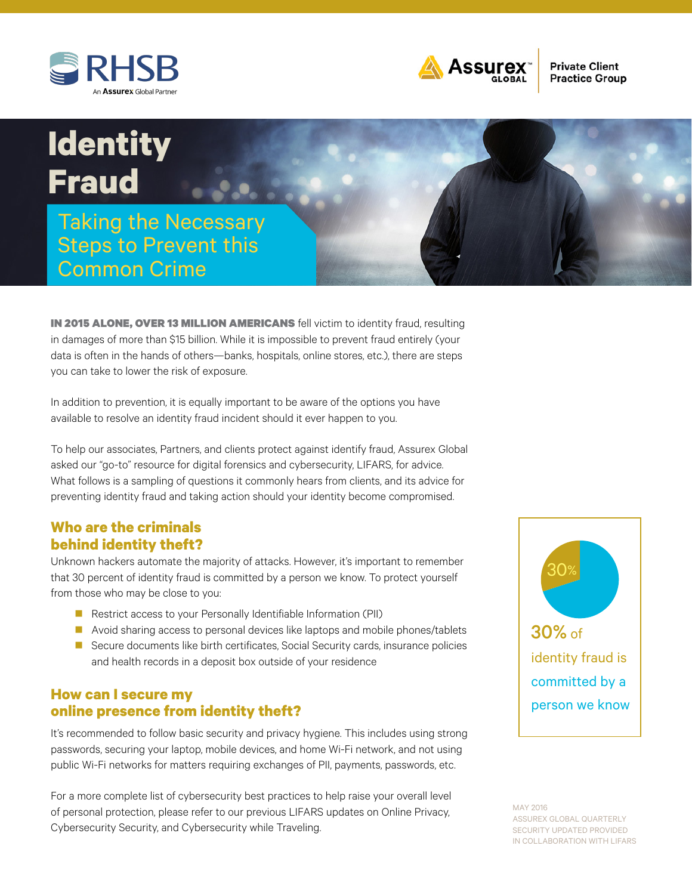RHSB — An Assurex Global Partner

Assurex Global — Private Client Practice Group

# Identity Fraud

## Taking the Necessary Steps to Prevent this Common Crime

**IN 2015 ALONE, OVER 13 MILLION AMERICANS** fell victim to identity fraud, resulting in damages of more than $15 billion. While it is impossible to prevent fraud entirely (your data is often in the hands of others—banks, hospitals, online stores, etc.), there are steps you can take to lower the risk of exposure.

In addition to prevention, it is equally important to be aware of the options you have available to resolve an identity fraud incident should it ever happen to you.

To help our associates, Partners, and clients protect against identify fraud, Assurex Global asked our "go-to" resource for digital forensics and cybersecurity, LIFARS, for advice. What follows is a sampling of questions it commonly hears from clients, and its advice for preventing identity fraud and taking action should your identity become compromised.

### Who are the criminals behind identity theft?

Unknown hackers automate the majority of attacks. However, it's important to remember that 30 percent of identity fraud is committed by a person we know. To protect yourself from those who may be close to you:

- Restrict access to your Personally Identifiable Information (PII)
- Avoid sharing access to personal devices like laptops and mobile phones/tablets
- Secure documents like birth certificates, Social Security cards, insurance policies and health records in a deposit box outside of your residence

30%

30% of identity fraud is committed by a person we know

### How can I secure my online presence from identity theft?

It's recommended to follow basic security and privacy hygiene. This includes using strong passwords, securing your laptop, mobile devices, and home Wi-Fi network, and not using public Wi-Fi networks for matters requiring exchanges of PII, payments, passwords, etc.

For a more complete list of cybersecurity best practices to help raise your overall level of personal protection, please refer to our previous LIFARS updates on Online Privacy, Cybersecurity Security, and Cybersecurity while Traveling.

MAY 2016
ASSUREX GLOBAL QUARTERLY SECURITY UPDATED PROVIDED IN COLLABORATION WITH LIFARS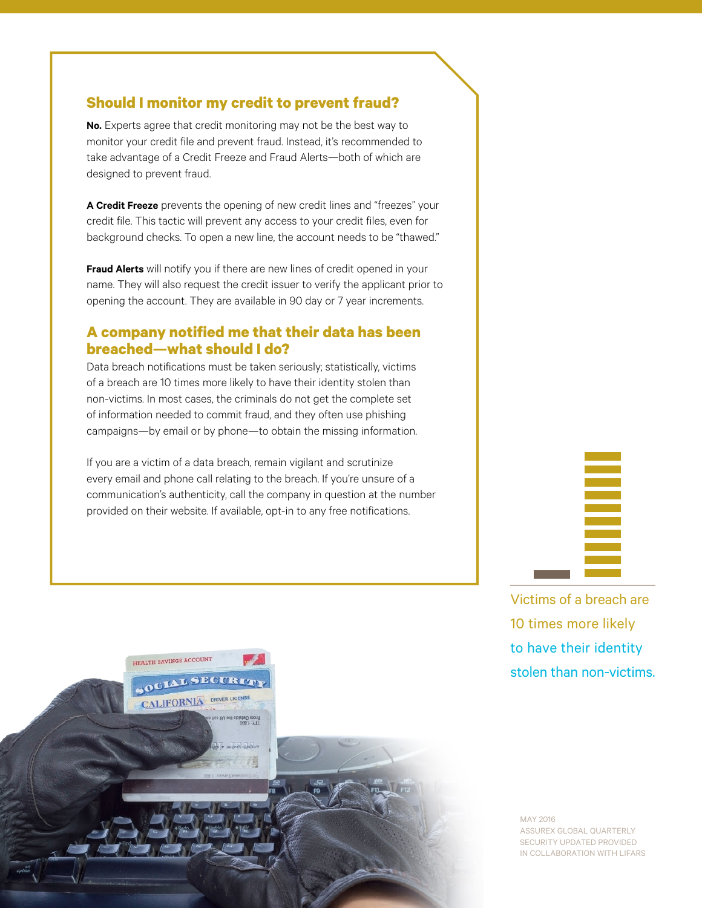## Should I monitor my credit to prevent fraud?

**No.** Experts agree that credit monitoring may not be the best way to monitor your credit file and prevent fraud. Instead, it's recommended to take advantage of a Credit Freeze and Fraud Alerts—both of which are designed to prevent fraud.

**A Credit Freeze** prevents the opening of new credit lines and "freezes" your credit file. This tactic will prevent any access to your credit files, even for background checks. To open a new line, the account needs to be "thawed."

**Fraud Alerts** will notify you if there are new lines of credit opened in your name. They will also request the credit issuer to verify the applicant prior to opening the account. They are available in 90 day or 7 year increments.

## A company notified me that their data has been breached—what should I do?

Data breach notifications must be taken seriously; statistically, victims of a breach are 10 times more likely to have their identity stolen than non-victims. In most cases, the criminals do not get the complete set of information needed to commit fraud, and they often use phishing campaigns—by email or by phone—to obtain the missing information.

If you are a victim of a data breach, remain vigilant and scrutinize every email and phone call relating to the breach. If you're unsure of a communication's authenticity, call the company in question at the number provided on their website. If available, opt-in to any free notifications.

Victims of a breach are 10 times more likely to have their identity stolen than non-victims.

MAY 2016
ASSUREX GLOBAL QUARTERLY SECURITY UPDATED PROVIDED IN COLLABORATION WITH LIFARS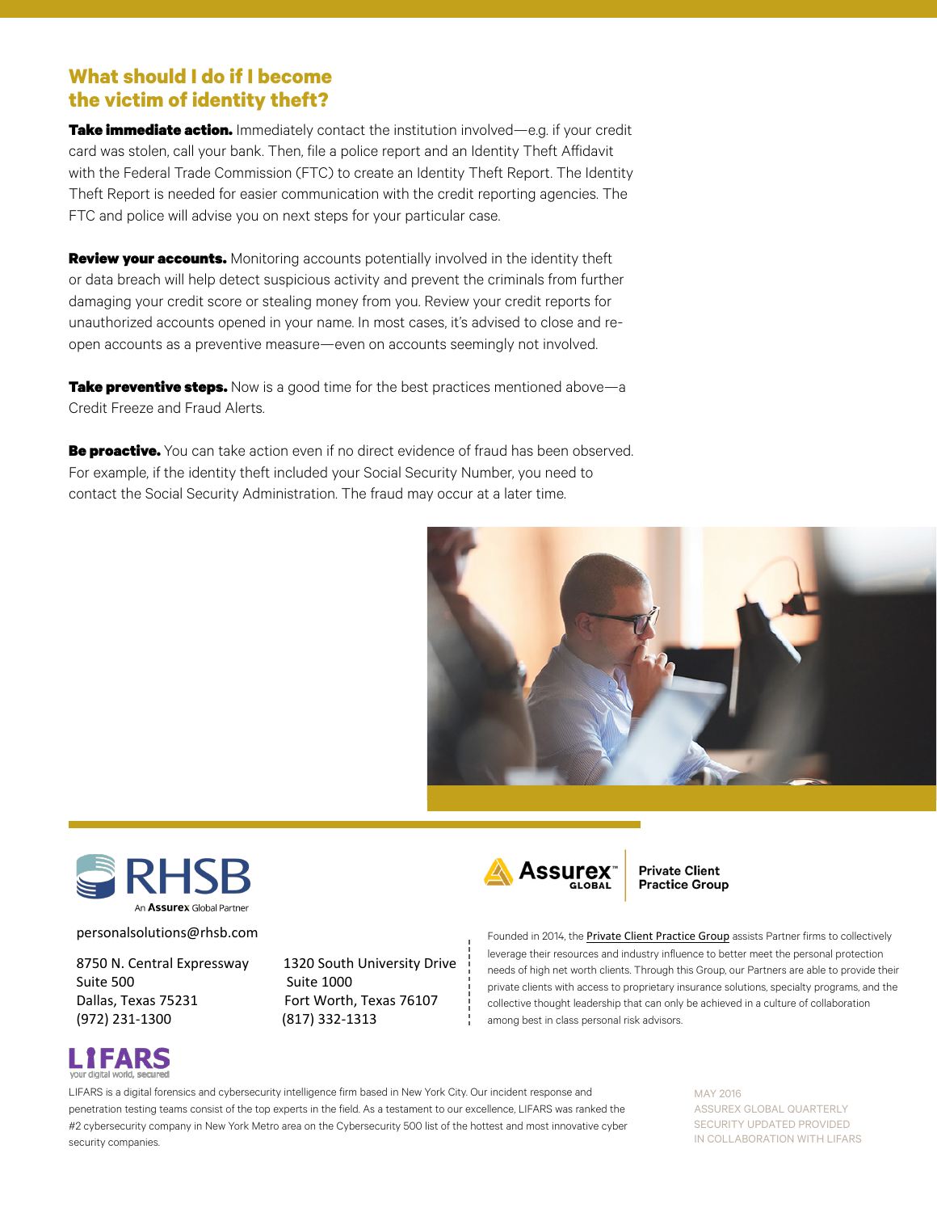## What should I do if I become the victim of identity theft?

**Take immediate action.** Immediately contact the institution involved—e.g. if your credit card was stolen, call your bank. Then, file a police report and an Identity Theft Affidavit with the Federal Trade Commission (FTC) to create an Identity Theft Report. The Identity Theft Report is needed for easier communication with the credit reporting agencies. The FTC and police will advise you on next steps for your particular case.

**Review your accounts.** Monitoring accounts potentially involved in the identity theft or data breach will help detect suspicious activity and prevent the criminals from further damaging your credit score or stealing money from you. Review your credit reports for unauthorized accounts opened in your name. In most cases, it's advised to close and re-open accounts as a preventive measure—even on accounts seemingly not involved.

**Take preventive steps.** Now is a good time for the best practices mentioned above—a Credit Freeze and Fraud Alerts.

**Be proactive.** You can take action even if no direct evidence of fraud has been observed. For example, if the identity theft included your Social Security Number, you need to contact the Social Security Administration. The fraud may occur at a later time.

RHSB
An Assurex Global Partner

personalsolutions@rhsb.com

8750 N. Central Expressway
Suite 500
Dallas, Texas 75231
(972) 231-1300

1320 South University Drive
Suite 1000
Fort Worth, Texas 76107
(817) 332-1313

Assurex GLOBAL | Private Client Practice Group

Founded in 2014, the Private Client Practice Group assists Partner firms to collectively leverage their resources and industry influence to better meet the personal protection needs of high net worth clients. Through this Group, our Partners are able to provide their private clients with access to proprietary insurance solutions, specialty programs, and the collective thought leadership that can only be achieved in a culture of collaboration among best in class personal risk advisors.

LIFARS
your digital world, secured

LIFARS is a digital forensics and cybersecurity intelligence firm based in New York City. Our incident response and penetration testing teams consist of the top experts in the field. As a testament to our excellence, LIFARS was ranked the #2 cybersecurity company in New York Metro area on the Cybersecurity 500 list of the hottest and most innovative cyber security companies.

MAY 2016
ASSUREX GLOBAL QUARTERLY SECURITY UPDATED PROVIDED IN COLLABORATION WITH LIFARS